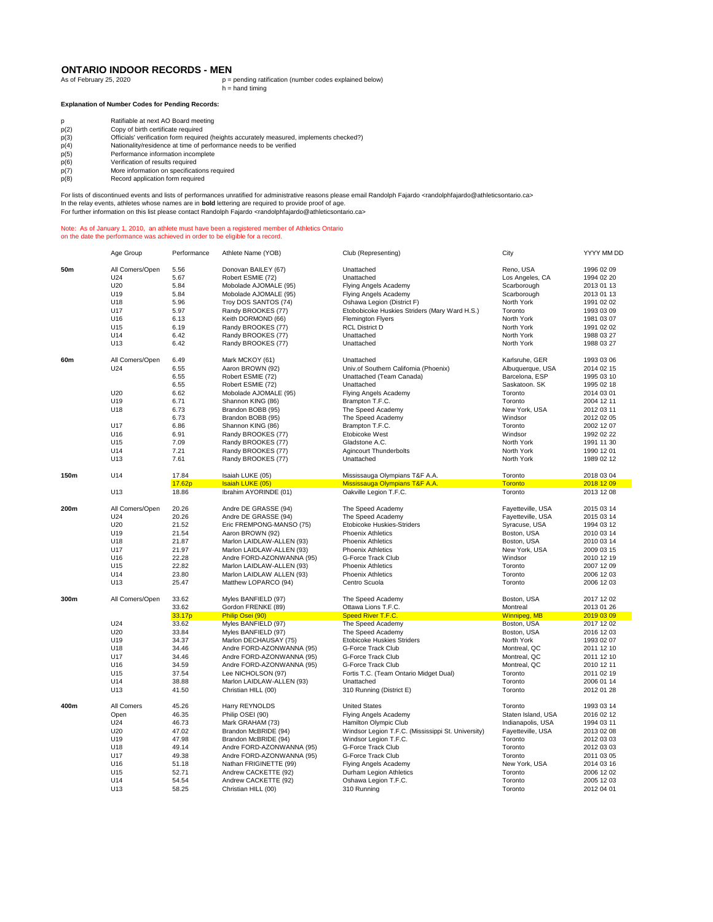# ONTARIO INDOOR RECORDS - MEN

As of February 25, 2020

p = pending ratification (number codes explained below)
h = hand timing

**Explanation of Number Codes for Pending Records:**

- p — Ratifiable at next AO Board meeting
- p(2) — Copy of birth certificate required
- p(3) — Officials' verification form required (heights accurately measured, implements checked?)
- p(4) — Nationality/residence at time of performance needs to be verified
- p(5) — Performance information incomplete
- p(6) — Verification of results required
- p(7) — More information on specifications required
- p(8) — Record application form required

For lists of discontinued events and lists of performances unratified for administrative reasons please email Randolph Fajardo <randolphfajardo@athleticsontario.ca>
In the relay events, athletes whose names are in **bold** lettering are required to provide proof of age.
For further information on this list please contact Randolph Fajardo <randolphfajardo@athleticsontario.ca>

Note: As of January 1, 2010, an athlete must have been a registered member of Athletics Ontario on the date the performance was achieved in order to be eligible for a record.

| Event | Age Group | Performance | Athlete Name (YOB) | Club (Representing) | City | YYYY MM DD |
|---|---|---|---|---|---|---|
| **50m** | All Comers/Open | 5.56 | Donovan BAILEY (67) | Unattached | Reno, USA | 1996 02 09 |
| | U24 | 5.67 | Robert ESMIE (72) | Unattached | Los Angeles, CA | 1994 02 20 |
| | U20 | 5.84 | Mobolade AJOMALE (95) | Flying Angels Academy | Scarborough | 2013 01 13 |
| | U19 | 5.84 | Mobolade AJOMALE (95) | Flying Angels Academy | Scarborough | 2013 01 13 |
| | U18 | 5.96 | Troy DOS SANTOS (74) | Oshawa Legion (District F) | North York | 1991 02 02 |
| | U17 | 5.97 | Randy BROOKES (77) | Etobobicoke Huskies Striders (Mary Ward H.S.) | Toronto | 1993 03 09 |
| | U16 | 6.13 | Keith DORMOND (66) | Flemington Flyers | North York | 1981 03 07 |
| | U15 | 6.19 | Randy BROOKES (77) | RCL District D | North York | 1991 02 02 |
| | U14 | 6.42 | Randy BROOKES (77) | Unattached | North York | 1988 03 27 |
| | U13 | 6.42 | Randy BROOKES (77) | Unattached | North York | 1988 03 27 |
| **60m** | All Comers/Open | 6.49 | Mark MCKOY (61) | Unattached | Karlsruhe, GER | 1993 03 06 |
| | U24 | 6.55 | Aaron BROWN (92) | Univ.of Southern California (Phoenix) | Albuquerque, USA | 2014 02 15 |
| | | 6.55 | Robert ESMIE (72) | Unattached (Team Canada) | Barcelona, ESP | 1995 03 10 |
| | | 6.55 | Robert ESMIE (72) | Unattached | Saskatoon. SK | 1995 02 18 |
| | U20 | 6.62 | Mobolade AJOMALE (95) | Flying Angels Academy | Toronto | 2014 03 01 |
| | U19 | 6.71 | Shannon KING (86) | Brampton T.F.C. | Toronto | 2004 12 11 |
| | U18 | 6.73 | Brandon BOBB (95) | The Speed Academy | New York, USA | 2012 03 11 |
| | | 6.73 | Brandon BOBB (95) | The Speed Academy | Windsor | 2012 02 05 |
| | U17 | 6.86 | Shannon KING (86) | Brampton T.F.C. | Toronto | 2002 12 07 |
| | U16 | 6.91 | Randy BROOKES (77) | Etobicoke West | Windsor | 1992 02 22 |
| | U15 | 7.09 | Randy BROOKES (77) | Gladstone A.C. | North York | 1991 11 30 |
| | U14 | 7.21 | Randy BROOKES (77) | Agincourt Thunderbolts | North York | 1990 12 01 |
| | U13 | 7.61 | Randy BROOKES (77) | Unattached | North York | 1989 02 12 |
| **150m** | U14 | 17.84 | Isaiah LUKE (05) | Mississauga Olympians T&F A.A. | Toronto | 2018 03 04 |
| | | 17.62p | Isaiah LUKE (05) | Mississauga Olympians T&F A.A. | Toronto | 2018 12 09 |
| | U13 | 18.86 | Ibrahim AYORINDE (01) | Oakville Legion T.F.C. | Toronto | 2013 12 08 |
| **200m** | All Comers/Open | 20.26 | Andre DE GRASSE (94) | The Speed Academy | Fayetteville, USA | 2015 03 14 |
| | U24 | 20.26 | Andre DE GRASSE (94) | The Speed Academy | Fayetteville, USA | 2015 03 14 |
| | U20 | 21.52 | Eric FREMPONG-MANSO (75) | Etobicoke Huskies-Striders | Syracuse, USA | 1994 03 12 |
| | U19 | 21.54 | Aaron BROWN (92) | Phoenix Athletics | Boston, USA | 2010 03 14 |
| | U18 | 21.87 | Marlon LAIDLAW-ALLEN (93) | Phoenix Athletics | Boston, USA | 2010 03 14 |
| | U17 | 21.97 | Marlon LAIDLAW-ALLEN (93) | Phoenix Athletics | New York, USA | 2009 03 15 |
| | U16 | 22.28 | Andre FORD-AZONWANNA (95) | G-Force Track Club | Windsor | 2010 12 19 |
| | U15 | 22.82 | Marlon LAIDLAW-ALLEN (93) | Phoenix Athletics | Toronto | 2007 12 09 |
| | U14 | 23.80 | Marlon LAIDLAW ALLEN (93) | Phoenix Athletics | Toronto | 2006 12 03 |
| | U13 | 25.47 | Matthew LOPARCO (94) | Centro Scuola | Toronto | 2006 12 03 |
| **300m** | All Comers/Open | 33.62 | Myles BANFIELD (97) | The Speed Academy | Boston, USA | 2017 12 02 |
| | | 33.62 | Gordon FRENKE (89) | Ottawa Lions T.F.C. | Montreal | 2013 01 26 |
| | | 33.17p | Philip Osei (90) | Speed River T.F.C. | Winnipeg, MB | 2019 03 09 |
| | U24 | 33.62 | Myles BANFIELD (97) | The Speed Academy | Boston, USA | 2017 12 02 |
| | U20 | 33.84 | Myles BANFIELD (97) | The Speed Academy | Boston, USA | 2016 12 03 |
| | U19 | 34.37 | Marlon DECHAUSAY (75) | Etobicoke Huskies Striders | North York | 1993 02 07 |
| | U18 | 34.46 | Andre FORD-AZONWANNA (95) | G-Force Track Club | Montreal, QC | 2011 12 10 |
| | U17 | 34.46 | Andre FORD-AZONWANNA (95) | G-Force Track Club | Montreal, QC | 2011 12 10 |
| | U16 | 34.59 | Andre FORD-AZONWANNA (95) | G-Force Track Club | Montreal, QC | 2010 12 11 |
| | U15 | 37.54 | Lee NICHOLSON (97) | Fortis T.C. (Team Ontario Midget Dual) | Toronto | 2011 02 19 |
| | U14 | 38.88 | Marlon LAIDLAW-ALLEN (93) | Unattached | Toronto | 2006 01 14 |
| | U13 | 41.50 | Christian HILL (00) | 310 Running (District E) | Toronto | 2012 01 28 |
| **400m** | All Comers | 45.26 | Harry REYNOLDS | United States | Toronto | 1993 03 14 |
| | Open | 46.35 | Philip OSEI (90) | Flying Angels Academy | Staten Island, USA | 2016 02 12 |
| | U24 | 46.73 | Mark GRAHAM (73) | Hamilton Olympic Club | Indianapolis, USA | 1994 03 11 |
| | U20 | 47.02 | Brandon McBRIDE (94) | Windsor Legion T.F.C. (Mississippi St. University) | Fayetteville, USA | 2013 02 08 |
| | U19 | 47.98 | Brandon McBRIDE (94) | Windsor Legion T.F.C. | Toronto | 2012 03 03 |
| | U18 | 49.14 | Andre FORD-AZONWANNA (95) | G-Force Track Club | Toronto | 2012 03 03 |
| | U17 | 49.38 | Andre FORD-AZONWANNA (95) | G-Force Track Club | Toronto | 2011 03 05 |
| | U16 | 51.18 | Nathan FRIGINETTE (99) | Flying Angels Academy | New York, USA | 2014 03 16 |
| | U15 | 52.71 | Andrew CACKETTE (92) | Durham Legion Athletics | Toronto | 2006 12 02 |
| | U14 | 54.54 | Andrew CACKETTE (92) | Oshawa Legion T.F.C. | Toronto | 2005 12 03 |
| | U13 | 58.25 | Christian HILL (00) | 310 Running | Toronto | 2012 04 01 |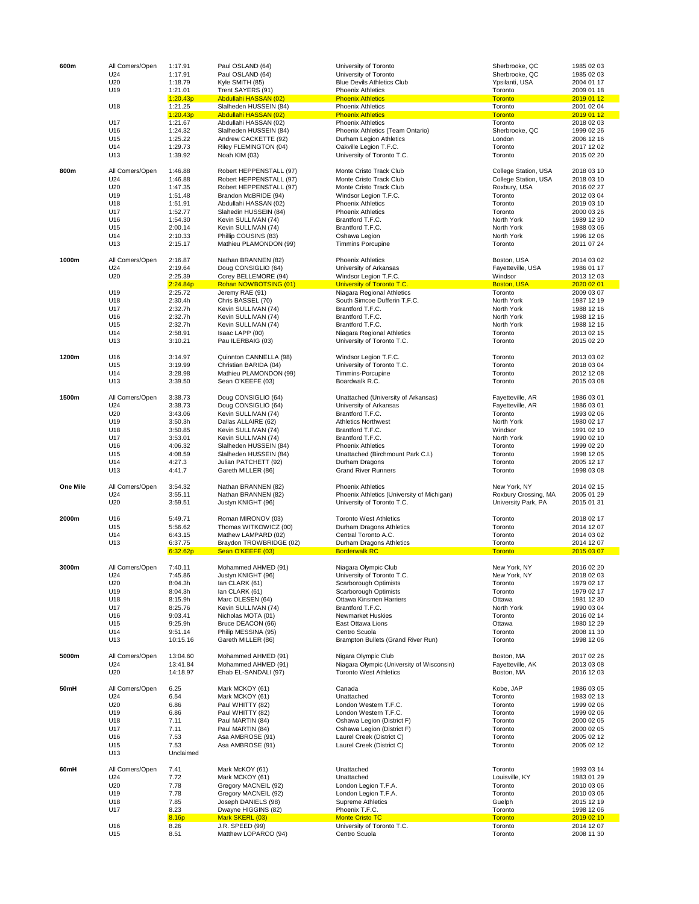| Event | Category | Mark | Athlete | Club | Location | Date |
|---|---|---|---|---|---|---|
| 600m | All Comers/Open | 1:17.91 | Paul OSLAND (64) | University of Toronto | Sherbrooke, QC | 1985 02 03 |
| | U24 | 1:17.91 | Paul OSLAND (64) | University of Toronto | Sherbrooke, QC | 1985 02 03 |
| | U20 | 1:18.79 | Kyle SMITH (85) | Blue Devils Athletics Club | Ypsilanti, USA | 2004 01 17 |
| | U19 | 1:21.01 | Trent SAYERS (91) | Phoenix Athletics | Toronto | 2009 01 18 |
| | | 1:20.43p | Abdullahi HASSAN (02) | Phoenix Athletics | Toronto | 2019 01 12 |
| | U18 | 1:21.25 | Slalheden HUSSEIN (84) | Phoenix Athletics | Toronto | 2001 02 04 |
| | | 1:20.43p | Abdullahi HASSAN (02) | Phoenix Athletics | Toronto | 2019 01 12 |
| | U17 | 1:21.67 | Abdullahi HASSAN (02) | Phoenix Athletics | Toronto | 2018 02 03 |
| | U16 | 1:24.32 | Slalheden HUSSEIN (84) | Phoenix Athletics (Team Ontario) | Sherbrooke, QC | 1999 02 26 |
| | U15 | 1:25.22 | Andrew CACKETTE (92) | Durham Legion Athletics | London | 2006 12 16 |
| | U14 | 1:29.73 | Riley FLEMINGTON (04) | Oakville Legion T.F.C. | Toronto | 2017 12 02 |
| | U13 | 1:39.92 | Noah KIM (03) | University of Toronto T.C. | Toronto | 2015 02 20 |
| 800m | All Comers/Open | 1:46.88 | Robert HEPPENSTALL (97) | Monte Cristo Track Club | College Station, USA | 2018 03 10 |
| | U24 | 1:46.88 | Robert HEPPENSTALL (97) | Monte Cristo Track Club | College Station, USA | 2018 03 10 |
| | U20 | 1:47.35 | Robert HEPPENSTALL (97) | Monte Cristo Track Club | Roxbury, USA | 2016 02 27 |
| | U19 | 1:51.48 | Brandon McBRIDE (94) | Windsor Legion T.F.C. | Toronto | 2012 03 04 |
| | U18 | 1:51.91 | Abdullahi HASSAN (02) | Phoenix Athletics | Toronto | 2019 03 10 |
| | U17 | 1:52.77 | Slahedin HUSSEIN (84) | Phoenix Athletics | Toronto | 2000 03 26 |
| | U16 | 1:54.30 | Kevin SULLIVAN (74) | Brantford T.F.C. | North York | 1989 12 30 |
| | U15 | 2:00.14 | Kevin SULLIVAN (74) | Brantford T.F.C. | North York | 1988 03 06 |
| | U14 | 2:10.33 | Phillip COUSINS (83) | Oshawa Legion | North York | 1996 12 06 |
| | U13 | 2:15.17 | Mathieu PLAMONDON (99) | Timmins Porcupine | Toronto | 2011 07 24 |
| 1000m | All Comers/Open | 2:16.87 | Nathan BRANNEN (82) | Phoenix Athletics | Boston, USA | 2014 03 02 |
| | U24 | 2:19.64 | Doug CONSIGLIO (64) | University of Arkansas | Fayetteville, USA | 1986 01 17 |
| | U20 | 2:25.39 | Corey BELLEMORE (94) | Windsor Legion T.F.C. | Windsor | 2013 12 03 |
| | | 2:24.84p | Rohan NOWBOTSING (01) | University of Toronto T.C. | Boston, USA | 2020 02 01 |
| | U19 | 2:25.72 | Jeremy RAE (91) | Niagara Regional Athletics | Toronto | 2009 03 07 |
| | U18 | 2:30.4h | Chris BASSEL (70) | South Simcoe Dufferin T.F.C. | North York | 1987 12 19 |
| | U17 | 2:32.7h | Kevin SULLIVAN (74) | Brantford T.F.C. | North York | 1988 12 16 |
| | U16 | 2:32.7h | Kevin SULLIVAN (74) | Brantford T.F.C. | North York | 1988 12 16 |
| | U15 | 2:32.7h | Kevin SULLIVAN (74) | Brantford T.F.C. | North York | 1988 12 16 |
| | U14 | 2:58.91 | Isaac LAPP (00) | Niagara Regional Athletics | Toronto | 2013 02 15 |
| | U13 | 3:10.21 | Pau ILERBAIG (03) | University of Toronto T.C. | Toronto | 2015 02 20 |
| 1200m | U16 | 3:14.97 | Quinnton CANNELLA (98) | Windsor Legion T.F.C. | Toronto | 2013 03 02 |
| | U15 | 3:19.99 | Christian BARIDA (04) | University of Toronto T.C. | Toronto | 2018 03 04 |
| | U14 | 3:28.98 | Mathieu PLAMONDON (99) | Timmins-Porcupine | Toronto | 2012 12 08 |
| | U13 | 3:39.50 | Sean O'KEEFE (03) | Boardwalk R.C. | Toronto | 2015 03 08 |
| 1500m | All Comers/Open | 3:38.73 | Doug CONSIGLIO (64) | Unattached (University of Arkansas) | Fayetteville, AR | 1986 03 01 |
| | U24 | 3:38.73 | Doug CONSIGLIO (64) | University of Arkansas | Fayetteville, AR | 1986 03 01 |
| | U20 | 3:43.06 | Kevin SULLIVAN (74) | Brantford T.F.C. | Toronto | 1993 02 06 |
| | U19 | 3:50.3h | Dallas ALLAIRE (62) | Athletics Northwest | North York | 1980 02 17 |
| | U18 | 3:50.85 | Kevin SULLIVAN (74) | Brantford T.F.C. | Windsor | 1991 02 10 |
| | U17 | 3:53.01 | Kevin SULLIVAN (74) | Brantford T.F.C. | North York | 1990 02 10 |
| | U16 | 4:06.32 | Slalheden HUSSEIN (84) | Phoenix Athletics | Toronto | 1999 02 20 |
| | U15 | 4:08.59 | Slalheden HUSSEIN (84) | Unattached (Birchmount Park C.I.) | Toronto | 1998 12 05 |
| | U14 | 4:27.3 | Julian PATCHETT (92) | Durham Dragons | Toronto | 2005 12 17 |
| | U13 | 4:41.7 | Gareth MILLER (86) | Grand River Runners | Toronto | 1998 03 08 |
| One Mile | All Comers/Open | 3:54.32 | Nathan BRANNEN (82) | Phoenix Athletics | New York, NY | 2014 02 15 |
| | U24 | 3:55.11 | Nathan BRANNEN (82) | Phoenix Athletics (University of Michigan) | Roxbury Crossing, MA | 2005 01 29 |
| | U20 | 3:59.51 | Justyn KNIGHT (96) | University of Toronto T.C. | University Park, PA | 2015 01 31 |
| 2000m | U16 | 5:49.71 | Roman MIRONOV (03) | Toronto West Athletics | Toronto | 2018 02 17 |
| | U15 | 5:56.62 | Thomas WITKOWICZ (00) | Durham Dragons Athletics | Toronto | 2014 12 07 |
| | U14 | 6:43.15 | Mathew LAMPARD (02) | Central Toronto A.C. | Toronto | 2014 03 02 |
| | U13 | 6:37.75 | Braydon TROWBRIDGE (02) | Durham Dragons Athletics | Toronto | 2014 12 07 |
| | | 6:32.62p | Sean O'KEEFE (03) | Borderwalk RC | Toronto | 2015 03 07 |
| 3000m | All Comers/Open | 7:40.11 | Mohammed AHMED (91) | Niagara Olympic Club | New York, NY | 2016 02 20 |
| | U24 | 7:45.86 | Justyn KNIGHT (96) | University of Toronto T.C. | New York, NY | 2018 02 03 |
| | U20 | 8:04.3h | Ian CLARK (61) | Scarborough Optimists | Toronto | 1979 02 17 |
| | U19 | 8:04.3h | Ian CLARK (61) | Scarborough Optimists | Toronto | 1979 02 17 |
| | U18 | 8:15.9h | Marc OLESEN (64) | Ottawa Kinsmen Harriers | Ottawa | 1981 12 30 |
| | U17 | 8:25.76 | Kevin SULLIVAN (74) | Brantford T.F.C. | North York | 1990 03 04 |
| | U16 | 9:03.41 | Nicholas MOTA (01) | Newmarket Huskies | Toronto | 2016 02 14 |
| | U15 | 9:25.9h | Bruce DEACON (66) | East Ottawa Lions | Ottawa | 1980 12 29 |
| | U14 | 9:51.14 | Philip MESSINA (95) | Centro Scuola | Toronto | 2008 11 30 |
| | U13 | 10:15.16 | Gareth MILLER (86) | Brampton Bullets (Grand River Run) | Toronto | 1998 12 06 |
| 5000m | All Comers/Open | 13:04.60 | Mohammed AHMED (91) | Nigara Olympic Club | Boston, MA | 2017 02 26 |
| | U24 | 13:41.84 | Mohammed AHMED (91) | Niagara Olympic (University of Wisconsin) | Fayetteville, AK | 2013 03 08 |
| | U20 | 14:18.97 | Ehab EL-SANDALI (97) | Toronto West Athletics | Boston, MA | 2016 12 03 |
| 50mH | All Comers/Open | 6.25 | Mark MCKOY (61) | Canada | Kobe, JAP | 1986 03 05 |
| | U24 | 6.54 | Mark MCKOY (61) | Unattached | Toronto | 1983 02 13 |
| | U20 | 6.86 | Paul WHITTY (82) | London Western T.F.C. | Toronto | 1999 02 06 |
| | U19 | 6.86 | Paul WHITTY (82) | London Western T.F.C. | Toronto | 1999 02 06 |
| | U18 | 7.11 | Paul MARTIN (84) | Oshawa Legion (District F) | Toronto | 2000 02 05 |
| | U17 | 7.11 | Paul MARTIN (84) | Oshawa Legion (District F) | Toronto | 2000 02 05 |
| | U16 | 7.53 | Asa AMBROSE (91) | Laurel Creek (District C) | Toronto | 2005 02 12 |
| | U15 | 7.53 | Asa AMBROSE (91) | Laurel Creek (District C) | Toronto | 2005 02 12 |
| | U13 | Unclaimed | | | | |
| 60mH | All Comers/Open | 7.41 | Mark McKOY (61) | Unattached | Toronto | 1993 03 14 |
| | U24 | 7.72 | Mark MCKOY (61) | Unattached | Louisville, KY | 1983 01 29 |
| | U20 | 7.78 | Gregory MACNEIL (92) | London Legion T.F.A. | Toronto | 2010 03 06 |
| | U19 | 7.78 | Gregory MACNEIL (92) | London Legion T.F.A. | Toronto | 2010 03 06 |
| | U18 | 7.85 | Joseph DANIELS (98) | Supreme Athletics | Guelph | 2015 12 19 |
| | U17 | 8.23 | Dwayne HIGGINS (82) | Phoenix T.F.C. | Toronto | 1998 12 06 |
| | | 8.16p | Mark SKERL (03) | Monte Cristo TC | Toronto | 2019 02 10 |
| | U16 | 8.26 | J.R. SPEED (99) | University of Toronto T.C. | Toronto | 2014 12 07 |
| | U15 | 8.51 | Matthew LOPARCO (94) | Centro Scuola | Toronto | 2008 11 30 |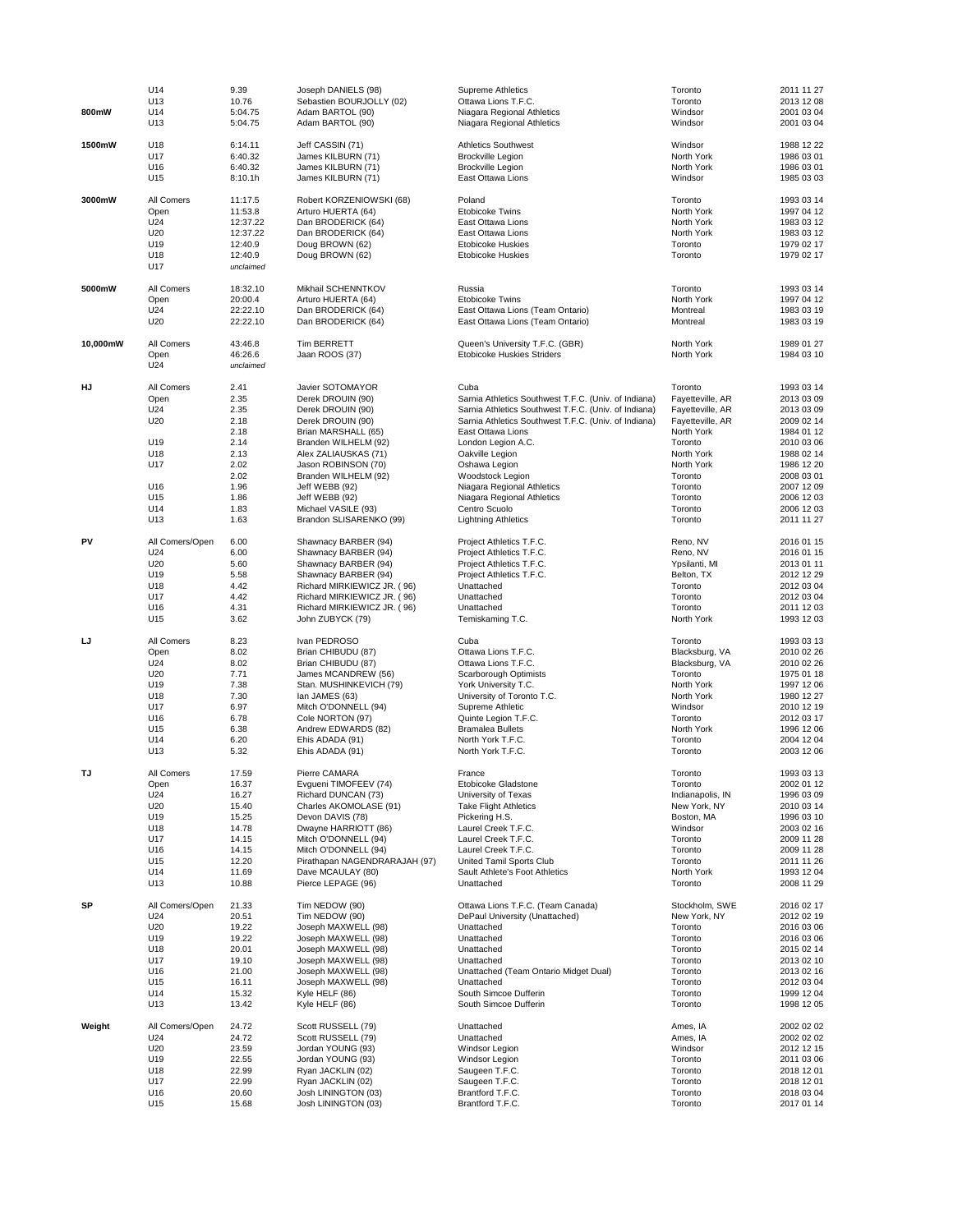| Event | Category | Mark | Athlete | Club | Venue | Date |
|---|---|---|---|---|---|---|
| | U14 | 9.39 | Joseph DANIELS (98) | Supreme Athletics | Toronto | 2011 11 27 |
| | U13 | 10.76 | Sebastien BOURJOLLY (02) | Ottawa Lions T.F.C. | Toronto | 2013 12 08 |
| **800mW** | U14 | 5:04.75 | Adam BARTOL (90) | Niagara Regional Athletics | Windsor | 2001 03 04 |
| | U13 | 5:04.75 | Adam BARTOL (90) | Niagara Regional Athletics | Windsor | 2001 03 04 |
| **1500mW** | U18 | 6:14.11 | Jeff CASSIN (71) | Athletics Southwest | Windsor | 1988 12 22 |
| | U17 | 6:40.32 | James KILBURN (71) | Brockville Legion | North York | 1986 03 01 |
| | U16 | 6:40.32 | James KILBURN (71) | Brockville Legion | North York | 1986 03 01 |
| | U15 | 8:10.1h | James KILBURN (71) | East Ottawa Lions | Windsor | 1985 03 03 |
| **3000mW** | All Comers | 11:17.5 | Robert KORZENIOWSKI (68) | Poland | Toronto | 1993 03 14 |
| | Open | 11:53.8 | Arturo HUERTA (64) | Etobicoke Twins | North York | 1997 04 12 |
| | U24 | 12:37.22 | Dan BRODERICK (64) | East Ottawa Lions | North York | 1983 03 12 |
| | U20 | 12:37.22 | Dan BRODERICK (64) | East Ottawa Lions | North York | 1983 03 12 |
| | U19 | 12:40.9 | Doug BROWN (62) | Etobicoke Huskies | Toronto | 1979 02 17 |
| | U18 | 12:40.9 | Doug BROWN (62) | Etobicoke Huskies | Toronto | 1979 02 17 |
| | U17 | *unclaimed* | | | | |
| **5000mW** | All Comers | 18:32.10 | Mikhail SCHENNTKOV | Russia | Toronto | 1993 03 14 |
| | Open | 20:00.4 | Arturo HUERTA (64) | Etobicoke Twins | North York | 1997 04 12 |
| | U24 | 22:22.10 | Dan BRODERICK (64) | East Ottawa Lions (Team Ontario) | Montreal | 1983 03 19 |
| | U20 | 22:22.10 | Dan BRODERICK (64) | East Ottawa Lions (Team Ontario) | Montreal | 1983 03 19 |
| **10,000mW** | All Comers | 43:46.8 | Tim BERRETT | Queen's University T.F.C. (GBR) | North York | 1989 01 27 |
| | Open | 46:26.6 | Jaan ROOS (37) | Etobicoke Huskies Striders | North York | 1984 03 10 |
| | U24 | *unclaimed* | | | | |
| **HJ** | All Comers | 2.41 | Javier SOTOMAYOR | Cuba | Toronto | 1993 03 14 |
| | Open | 2.35 | Derek DROUIN (90) | Sarnia Athletics Southwest T.F.C. (Univ. of Indiana) | Fayetteville, AR | 2013 03 09 |
| | U24 | 2.35 | Derek DROUIN (90) | Sarnia Athletics Southwest T.F.C. (Univ. of Indiana) | Fayetteville, AR | 2013 03 09 |
| | U20 | 2.18 | Derek DROUIN (90) | Sarnia Athletics Southwest T.F.C. (Univ. of Indiana) | Fayetteville, AR | 2009 02 14 |
| | | 2.18 | Brian MARSHALL (65) | East Ottawa Lions | North York | 1984 01 12 |
| | U19 | 2.14 | Branden WILHELM (92) | London Legion A.C. | Toronto | 2010 03 06 |
| | U18 | 2.13 | Alex ZALIAUSKAS (71) | Oakville Legion | North York | 1988 02 14 |
| | U17 | 2.02 | Jason ROBINSON (70) | Oshawa Legion | North York | 1986 12 20 |
| | | 2.02 | Branden WILHELM (92) | Woodstock Legion | Toronto | 2008 03 01 |
| | U16 | 1.96 | Jeff WEBB (92) | Niagara Regional Athletics | Toronto | 2007 12 09 |
| | U15 | 1.86 | Jeff WEBB (92) | Niagara Regional Athletics | Toronto | 2006 12 03 |
| | U14 | 1.83 | Michael VASILE (93) | Centro Scuolo | Toronto | 2006 12 03 |
| | U13 | 1.63 | Brandon SLISARENKO (99) | Lightning Athletics | Toronto | 2011 11 27 |
| **PV** | All Comers/Open | 6.00 | Shawnacy BARBER (94) | Project Athletics T.F.C. | Reno, NV | 2016 01 15 |
| | U24 | 6.00 | Shawnacy BARBER (94) | Project Athletics T.F.C. | Reno, NV | 2016 01 15 |
| | U20 | 5.60 | Shawnacy BARBER (94) | Project Athletics T.F.C. | Ypsilanti, MI | 2013 01 11 |
| | U19 | 5.58 | Shawnacy BARBER (94) | Project Athletics T.F.C. | Belton, TX | 2012 12 29 |
| | U18 | 4.42 | Richard MIRKIEWICZ JR. ( 96) | Unattached | Toronto | 2012 03 04 |
| | U17 | 4.42 | Richard MIRKIEWICZ JR. ( 96) | Unattached | Toronto | 2012 03 04 |
| | U16 | 4.31 | Richard MIRKIEWICZ JR. ( 96) | Unattached | Toronto | 2011 12 03 |
| | U15 | 3.62 | John ZUBYCK (79) | Temiskaming T.C. | North York | 1993 12 03 |
| **LJ** | All Comers | 8.23 | Ivan PEDROSO | Cuba | Toronto | 1993 03 13 |
| | Open | 8.02 | Brian CHIBUDU (87) | Ottawa Lions T.F.C. | Blacksburg, VA | 2010 02 26 |
| | U24 | 8.02 | Brian CHIBUDU (87) | Ottawa Lions T.F.C. | Blacksburg, VA | 2010 02 26 |
| | U20 | 7.71 | James MCANDREW (56) | Scarborough Optimists | Toronto | 1975 01 18 |
| | U19 | 7.38 | Stan. MUSHINKEVICH (79) | York University T.C. | North York | 1997 12 06 |
| | U18 | 7.30 | Ian JAMES (63) | University of Toronto T.C. | North York | 1980 12 27 |
| | U17 | 6.97 | Mitch O'DONNELL (94) | Supreme Athletic | Windsor | 2010 12 19 |
| | U16 | 6.78 | Cole NORTON (97) | Quinte Legion T.F.C. | Toronto | 2012 03 17 |
| | U15 | 6.38 | Andrew EDWARDS (82) | Bramalea Bullets | North York | 1996 12 06 |
| | U14 | 6.20 | Ehis ADADA (91) | North York T.F.C. | Toronto | 2004 12 04 |
| | U13 | 5.32 | Ehis ADADA (91) | North York T.F.C. | Toronto | 2003 12 06 |
| **TJ** | All Comers | 17.59 | Pierre CAMARA | France | Toronto | 1993 03 13 |
| | Open | 16.37 | Evgueni TIMOFEEV (74) | Etobicoke Gladstone | Toronto | 2002 01 12 |
| | U24 | 16.27 | Richard DUNCAN (73) | University of Texas | Indianapolis, IN | 1996 03 09 |
| | U20 | 15.40 | Charles AKOMOLASE (91) | Take Flight Athletics | New York, NY | 2010 03 14 |
| | U19 | 15.25 | Devon DAVIS (78) | Pickering H.S. | Boston, MA | 1996 03 10 |
| | U18 | 14.78 | Dwayne HARRIOTT (86) | Laurel Creek T.F.C. | Windsor | 2003 02 16 |
| | U17 | 14.15 | Mitch O'DONNELL (94) | Laurel Creek T.F.C. | Toronto | 2009 11 28 |
| | U16 | 14.15 | Mitch O'DONNELL (94) | Laurel Creek T.F.C. | Toronto | 2009 11 28 |
| | U15 | 12.20 | Pirathapan NAGENDRARAJAH (97) | United Tamil Sports Club | Toronto | 2011 11 26 |
| | U14 | 11.69 | Dave MCAULAY (80) | Sault Athlete's Foot Athletics | North York | 1993 12 04 |
| | U13 | 10.88 | Pierce LEPAGE (96) | Unattached | Toronto | 2008 11 29 |
| **SP** | All Comers/Open | 21.33 | Tim NEDOW (90) | Ottawa Lions T.F.C. (Team Canada) | Stockholm, SWE | 2016 02 17 |
| | U24 | 20.51 | Tim NEDOW (90) | DePaul University (Unattached) | New York, NY | 2012 02 19 |
| | U20 | 19.22 | Joseph MAXWELL (98) | Unattached | Toronto | 2016 03 06 |
| | U19 | 19.22 | Joseph MAXWELL (98) | Unattached | Toronto | 2016 03 06 |
| | U18 | 20.01 | Joseph MAXWELL (98) | Unattached | Toronto | 2015 02 14 |
| | U17 | 19.10 | Joseph MAXWELL (98) | Unattached | Toronto | 2013 02 10 |
| | U16 | 21.00 | Joseph MAXWELL (98) | Unattached (Team Ontario Midget Dual) | Toronto | 2013 02 16 |
| | U15 | 16.11 | Joseph MAXWELL (98) | Unattached | Toronto | 2012 03 04 |
| | U14 | 15.32 | Kyle HELF (86) | South Simcoe Dufferin | Toronto | 1999 12 04 |
| | U13 | 13.42 | Kyle HELF (86) | South Simcoe Dufferin | Toronto | 1998 12 05 |
| **Weight** | All Comers/Open | 24.72 | Scott RUSSELL (79) | Unattached | Ames, IA | 2002 02 02 |
| | U24 | 24.72 | Scott RUSSELL (79) | Unattached | Ames, IA | 2002 02 02 |
| | U20 | 23.59 | Jordan YOUNG (93) | Windsor Legion | Windsor | 2012 12 15 |
| | U19 | 22.55 | Jordan YOUNG (93) | Windsor Legion | Toronto | 2011 03 06 |
| | U18 | 22.99 | Ryan JACKLIN (02) | Saugeen T.F.C. | Toronto | 2018 12 01 |
| | U17 | 22.99 | Ryan JACKLIN (02) | Saugeen T.F.C. | Toronto | 2018 12 01 |
| | U16 | 20.60 | Josh LININGTON (03) | Brantford T.F.C. | Toronto | 2018 03 04 |
| | U15 | 15.68 | Josh LININGTON (03) | Brantford T.F.C. | Toronto | 2017 01 14 |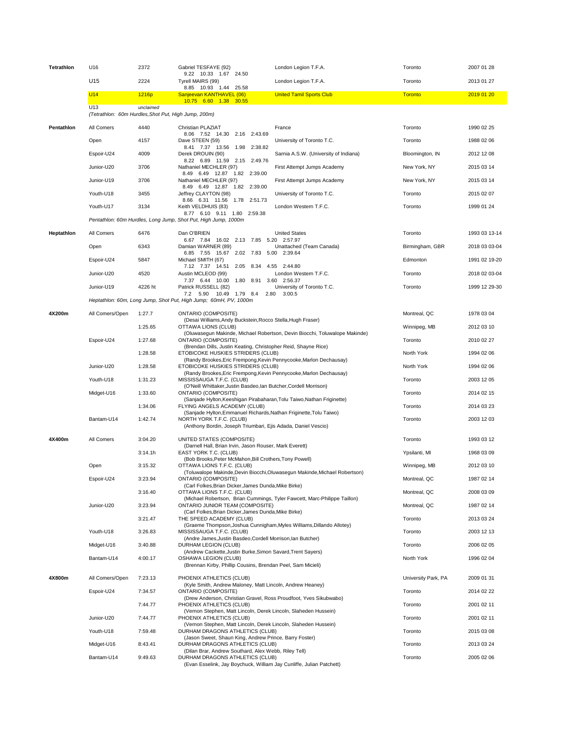| Event | Category | Mark | Athlete / Team | Club | Location | Date |
|---|---|---|---|---|---|---|
| **Tetrathlon** | U16 | 2372 | Gabriel TESFAYE (92)<br>9.22 10.33 1.67 24.50 | London Legion T.F.A. | Toronto | 2007 01 28 |
| | U15 | 2224 | Tyrell MAIRS (99)<br>8.85 10.93 1.44 25.58 | London Legion T.F.A. | Toronto | 2013 01 27 |
| | U14 | 1216p | Sanjeevan KANTHAVEL (06)<br>10.75 6.60 1.38 30.55 | United Tamil Sports Club | Toronto | 2019 01 20 |
| | U13 | *unclaimed* | | | | |
| | *(Tetrathlon: 60m Hurdles,Shot Put, High Jump, 200m)* | | | | | |
| **Pentathlon** | All Comers | 4440 | Christian PLAZIAT<br>8.06 7.52 14.30 2.16 2:43.69 | France | Toronto | 1990 02 25 |
| | Open | 4157 | Dave STEEN (59)<br>8.41 7.37 13.56 1.98 2:38.82 | University of Toronto T.C. | Toronto | 1988 02 06 |
| | Espoir-U24 | 4009 | Derek DROUIN (90)<br>8.22 6.89 11.59 2.15 2:49.76 | Sarnia A.S.W. (University of Indiana) | Bloomington, IN | 2012 12 08 |
| | Junior-U20 | 3706 | Nathaniel MECHLER (97)<br>8.49 6.49 12.87 1.82 2:39.00 | First Attempt Jumps Academy | New York, NY | 2015 03 14 |
| | Junior-U19 | 3706 | Nathaniel MECHLER (97)<br>8.49 6.49 12.87 1.82 2:39.00 | First Attempt Jumps Academy | New York, NY | 2015 03 14 |
| | Youth-U18 | 3455 | Jeffrey CLAYTON (98)<br>8.66 6.31 11.56 1.78 2:51.73 | University of Toronto T.C. | Toronto | 2015 02 07 |
| | Youth-U17 | 3134 | Keith VELDHUIS (83)<br>8.77 6.10 9.11 1.80 2:59.38 | London Western T.F.C. | Toronto | 1999 01 24 |
| | *Pentathlon: 60m Hurdles, Long Jump, Shot Put, High Jump, 1000m* | | | | | |
| **Heptathlon** | All Comers | 6476 | Dan O'BRIEN<br>6.67 7.84 16.02 2.13 7.85 5.20 2:57.97 | United States | Toronto | 1993 03 13-14 |
| | Open | 6343 | Damian WARNER (89)<br>6.85 7.55 15.67 2.02 7.83 5.00 2:39.64 | Unattached (Team Canada) | Birmingham, GBR | 2018 03 03-04 |
| | Espoir-U24 | 5847 | Michael SMITH (67)<br>7.12 7.37 14.51 2.05 8.34 4.55 2:44.80 | | Edmonton | 1991 02 19-20 |
| | Junior-U20 | 4520 | Austin MCLEOD (99)<br>7.37 6.44 10.00 1.80 8.91 3.60 2:56.37 | London Western T.F.C. | Toronto | 2018 02 03-04 |
| | Junior-U19 | 4226 ht | Patrick RUSSELL (82)<br>7.2 5.90 10.49 1.79 8.4 2.80 3:00.5 | University of Toronto T.C. | Toronto | 1999 12 29-30 |
| | *Heptathlon: 60m, Long Jump, Shot Put, High Jump; 60mH, PV, 1000m* | | | | | |
| **4X200m** | All Comers/Open | 1:27.7 | ONTARIO (COMPOSITE)<br>(Desai Williams,Andy Buckstein,Rocco Stella,Hugh Fraser) | | Montreal, QC | 1978 03 04 |
| | | 1:25.65 | OTTAWA LIONS (CLUB)<br>(Oluwasegun Makinde, Michael Robertson, Devin Biocchi, Toluwalope Makinde) | | Winnipeg, MB | 2012 03 10 |
| | Espoir-U24 | 1:27.68 | ONTARIO (COMPOSITE)<br>(Brendan Dills, Justin Keating, Christopher Reid, Shayne Rice) | | Toronto | 2010 02 27 |
| | | 1:28.58 | ETOBICOKE HUSKIES STRIDERS (CLUB)<br>(Randy Brookes,Eric Frempong,Kevin Pennycooke,Marlon Dechausay) | | North York | 1994 02 06 |
| | Junior-U20 | 1:28.58 | ETOBICOKE HUSKIES STRIDERS (CLUB)<br>(Randy Brookes,Eric Frempong,Kevin Pennycooke,Marlon Dechausay) | | North York | 1994 02 06 |
| | Youth-U18 | 1:31.23 | MISSISSAUGA T.F.C. (CLUB)<br>(O'Neill Whittaker,Justin Basdeo,Ian Butcher,Cordell Morrison) | | Toronto | 2003 12 05 |
| | Midget-U16 | 1:33.60 | ONTARIO (COMPOSITE)<br>(Sanjade Hylton,Keeshigan Pirabaharan,Tolu Taiwo,Nathan Friginette) | | Toronto | 2014 02 15 |
| | | 1:34.06 | FLYING ANGELS ACADEMY (CLUB)<br>(Sanjade Hylton,Emmanuel Richards,Nathan Friginette,Tolu Taiwo) | | Toronto | 2014 03 23 |
| | Bantam-U14 | 1:42.74 | NORTH YORK T.F.C. (CLUB)<br>(Anthony Bordin, Joseph Triumbari, Ejis Adada, Daniel Vescio) | | Toronto | 2003 12 03 |
| **4X400m** | All Comers | 3:04.20 | UNITED STATES (COMPOSITE)<br>(Darnell Hall, Brian Irvin, Jason Rouser, Mark Everett) | | Toronto | 1993 03 12 |
| | | 3:14.1h | EAST YORK T.C. (CLUB)<br>(Bob Brooks,Peter McMahon,Bill Crothers,Tony Powell) | | Ypsilanti, MI | 1968 03 09 |
| | Open | 3:15.32 | OTTAWA LIONS T.F.C. (CLUB)<br>(Toluwalope Makinde,Devin Biocchi,Oluwasegun Makinde,Michael Robertson) | | Winnipeg, MB | 2012 03 10 |
| | Espoir-U24 | 3:23.94 | ONTARIO (COMPOSITE)<br>(Carl Folkes,Brian Dicker,James Dunda,Mike Birke) | | Montreal, QC | 1987 02 14 |
| | | 3:16.40 | OTTAWA LIONS T.F.C. (CLUB)<br>(Michael Robertson, Brian Cummings, Tyler Fawcett, Marc-Philippe Taillon) | | Montreal, QC | 2008 03 09 |
| | Junior-U20 | 3:23.94 | ONTARIO JUNIOR TEAM (COMPOSITE)<br>(Carl Folkes,Brian Dicker,James Dunda,Mike Birke) | | Montreal, QC | 1987 02 14 |
| | | 3:21.47 | THE SPEED ACADEMY (CLUB)<br>(Graeme Thompson,Joshua Cunnigham,Myles Williams,Dillando Allotey) | | Toronto | 2013 03 24 |
| | Youth-U18 | 3:26.83 | MISSISSAUGA T.F.C. (CLUB)<br>(Andre James,Justin Basdeo,Cordell Morrison,Ian Butcher) | | Toronto | 2003 12 13 |
| | Midget-U16 | 3:40.88 | DURHAM LEGION (CLUB)<br>(Andrew Cackette,Justin Burke,Simon Savard,Trent Sayers) | | Toronto | 2006 02 05 |
| | Bantam-U14 | 4:00.17 | OSHAWA LEGION (CLUB)<br>(Brennan Kirby, Phillip Cousins, Brendan Peel, Sam Micieli) | | North York | 1996 02 04 |
| **4X800m** | All Comers/Open | 7:23.13 | PHOENIX ATHLETICS (CLUB)<br>(Kyle Smith, Andrew Maloney, Matt Lincoln, Andrew Heaney) | | University Park, PA | 2009 01 31 |
| | Espoir-U24 | 7:34.57 | ONTARIO (COMPOSITE)<br>(Drew Anderson, Christian Gravel, Ross Proudfoot, Yves Sikubwabo) | | Toronto | 2014 02 22 |
| | | 7:44.77 | PHOENIX ATHLETICS (CLUB)<br>(Vernon Stephen, Matt Lincoln, Derek Lincoln, Slaheden Hussein) | | Toronto | 2001 02 11 |
| | Junior-U20 | 7:44.77 | PHOENIX ATHLETICS (CLUB)<br>(Vernon Stephen, Matt Lincoln, Derek Lincoln, Slaheden Hussein) | | Toronto | 2001 02 11 |
| | Youth-U18 | 7:59.48 | DURHAM DRAGONS ATHLETICS (CLUB)<br>(Jason Sweet, Shaun King, Andrew Prince, Barry Foster) | | Toronto | 2015 03 08 |
| | Midget-U16 | 8:43.41 | DURHAM DRAGONS ATHLETICS (CLUB)<br>(Dilan Brar, Andrew Southard, Alex Webb, Riley Tell) | | Toronto | 2013 03 24 |
| | Bantam-U14 | 9:49.63 | DURHAM DRAGONS ATHLETICS (CLUB)<br>(Evan Esselink, Jay Boychuck, William Jay Cunliffe, Julian Patchett) | | Toronto | 2005 02 06 |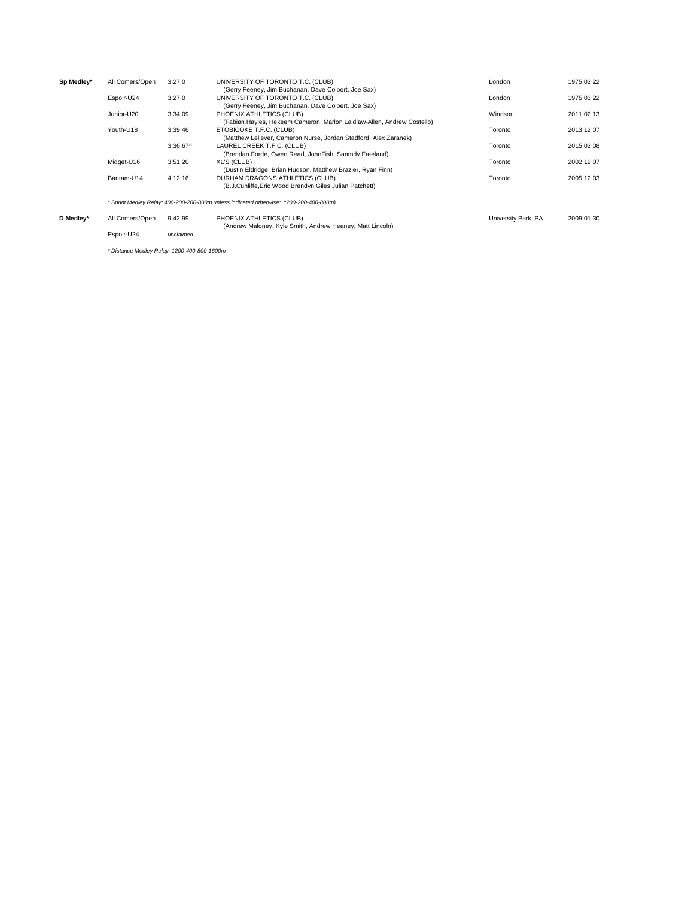| | | | | | |
|---|---|---|---|---|---|
| **Sp Medley*** | All Comers/Open | 3:27.0 | UNIVERSITY OF TORONTO T.C. (CLUB)<br>(Gerry Feeney, Jim Buchanan, Dave Colbert, Joe Sax) | London | 1975 03 22 |
| | Espoir-U24 | 3:27.0 | UNIVERSITY OF TORONTO T.C. (CLUB)<br>(Gerry Feeney, Jim Buchanan, Dave Colbert, Joe Sax) | London | 1975 03 22 |
| | Junior-U20 | 3:34.09 | PHOENIX ATHLETICS (CLUB)<br>(Fabian Hayles, Hekeem Cameron, Marlon Laidlaw-Allen, Andrew Costello) | Windsor | 2011 02 13 |
| | Youth-U18 | 3:39.46 | ETOBICOKE T.F.C. (CLUB)<br>(Matthew Leliever, Cameron Nurse, Jordan Stadford, Alex Zaranek) | Toronto | 2013 12 07 |
| | | 3:36.67^ | LAUREL CREEK T.F.C. (CLUB)<br>(Brendan Forde, Owen Read, JohnFish, Sanmdy Freeland) | Toronto | 2015 03 08 |
| | Midget-U16 | 3:51.20 | XL'S (CLUB)<br>(Dustin Eldridge, Brian Hudson, Matthew Brazier, Ryan Finn) | Toronto | 2002 12 07 |
| | Bantam-U14 | 4:12.16 | DURHAM DRAGONS ATHLETICS (CLUB)<br>(B.J.Cunliffe,Eric Wood,Brendyn Giles,Julian Patchett) | Toronto | 2005 12 03 |

*\* Sprint Medley Relay: 400-200-200-800m unless indicated otherwise: ^200-200-400-800m)*

| | | | | | |
|---|---|---|---|---|---|
| **D Medley*** | All Comers/Open | 9:42.99 | PHOENIX ATHLETICS (CLUB)<br>(Andrew Maloney, Kyle Smith, Andrew Heaney, Matt Lincoln) | University Park, PA | 2009 01 30 |
| | Espoir-U24 | *unclaimed* | | | |

*\* Distance Medley Relay: 1200-400-800-1600m*